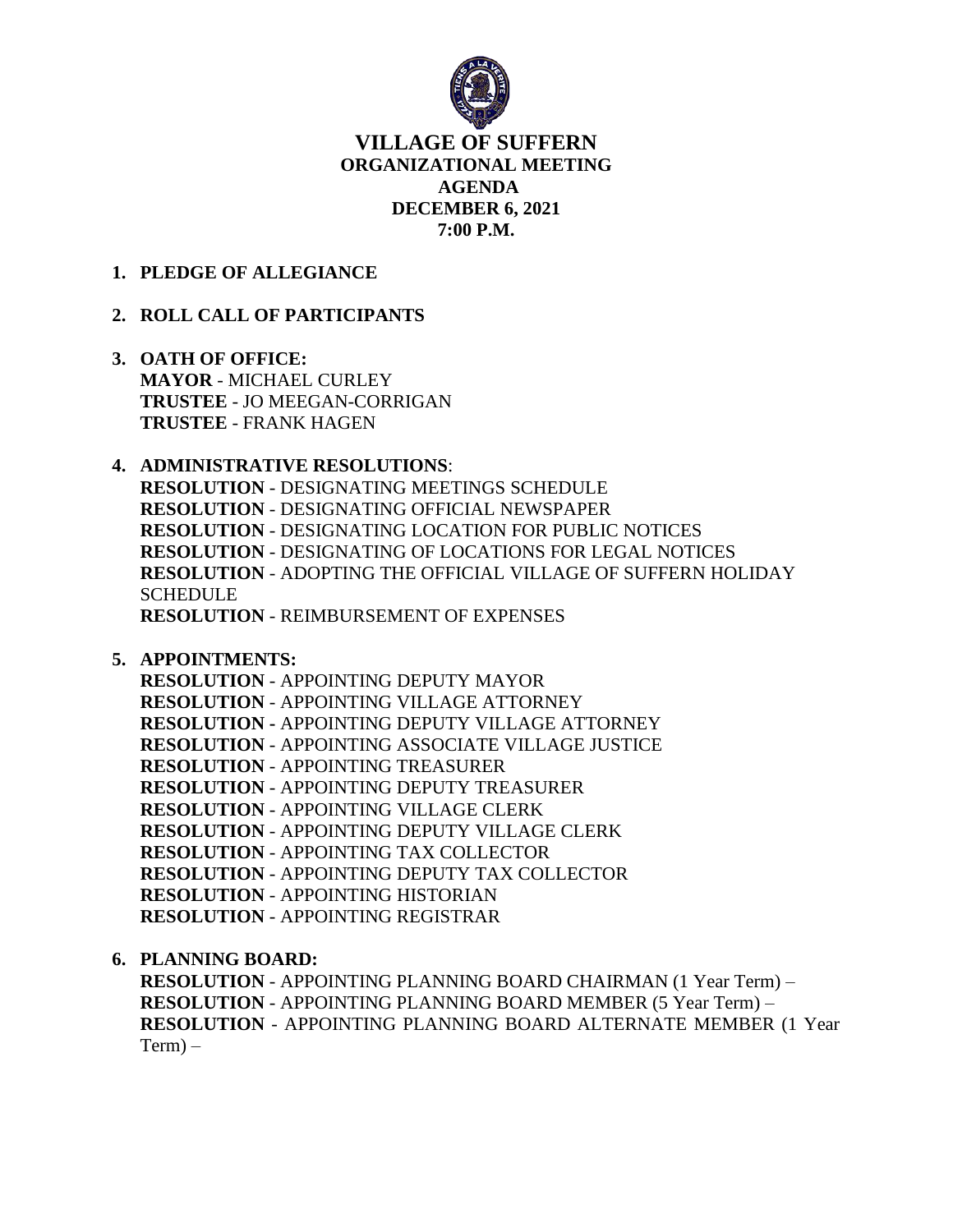# VILLAGE OF SUFFERN
## ORGANIZATIONAL MEETING
## AGENDA
## DECEMBER 6, 2021
## 7:00 P.M.

1. **PLEDGE OF ALLEGIANCE**

2. **ROLL CALL OF PARTICIPANTS**

3. **OATH OF OFFICE:**
   **MAYOR** - MICHAEL CURLEY
   **TRUSTEE** - JO MEEGAN-CORRIGAN
   **TRUSTEE** - FRANK HAGEN

4. **ADMINISTRATIVE RESOLUTIONS**:
   **RESOLUTION** - DESIGNATING MEETINGS SCHEDULE
   **RESOLUTION** - DESIGNATING OFFICIAL NEWSPAPER
   **RESOLUTION** - DESIGNATING LOCATION FOR PUBLIC NOTICES
   **RESOLUTION** - DESIGNATING OF LOCATIONS FOR LEGAL NOTICES
   **RESOLUTION** - ADOPTING THE OFFICIAL VILLAGE OF SUFFERN HOLIDAY SCHEDULE
   **RESOLUTION** - REIMBURSEMENT OF EXPENSES

5. **APPOINTMENTS:**
   **RESOLUTION** - APPOINTING DEPUTY MAYOR
   **RESOLUTION** - APPOINTING VILLAGE ATTORNEY
   **RESOLUTION -** APPOINTING DEPUTY VILLAGE ATTORNEY
   **RESOLUTION** - APPOINTING ASSOCIATE VILLAGE JUSTICE
   **RESOLUTION** - APPOINTING TREASURER
   **RESOLUTION** - APPOINTING DEPUTY TREASURER
   **RESOLUTION** - APPOINTING VILLAGE CLERK
   **RESOLUTION** - APPOINTING DEPUTY VILLAGE CLERK
   **RESOLUTION** - APPOINTING TAX COLLECTOR
   **RESOLUTION** - APPOINTING DEPUTY TAX COLLECTOR
   **RESOLUTION** - APPOINTING HISTORIAN
   **RESOLUTION** - APPOINTING REGISTRAR

6. **PLANNING BOARD:**
   **RESOLUTION** - APPOINTING PLANNING BOARD CHAIRMAN (1 Year Term) –
   **RESOLUTION** - APPOINTING PLANNING BOARD MEMBER (5 Year Term) –
   **RESOLUTION** - APPOINTING PLANNING BOARD ALTERNATE MEMBER (1 Year Term) –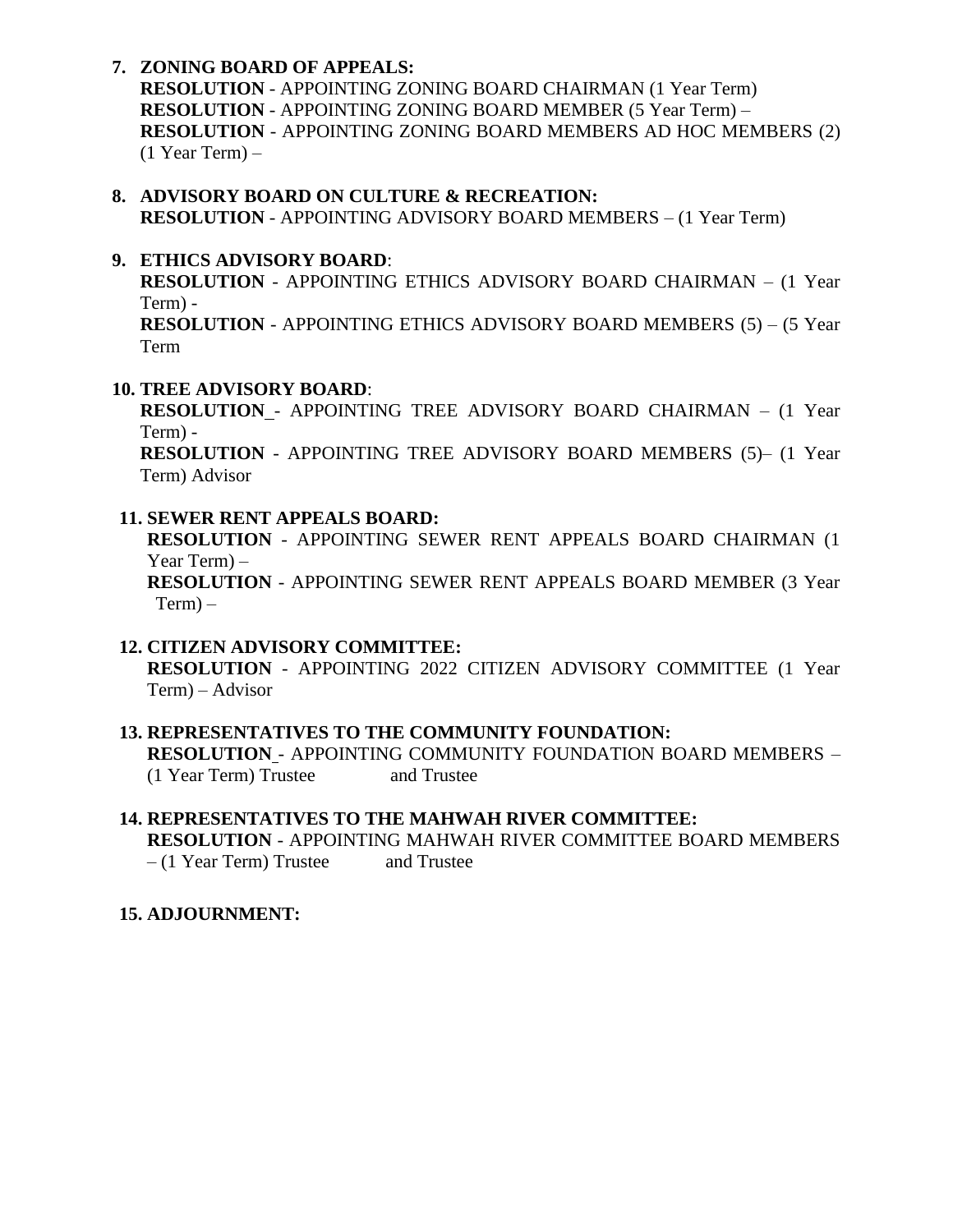7. **ZONING BOARD OF APPEALS:**
   **RESOLUTION** - APPOINTING ZONING BOARD CHAIRMAN (1 Year Term)
   **RESOLUTION** - APPOINTING ZONING BOARD MEMBER (5 Year Term) –
   **RESOLUTION** - APPOINTING ZONING BOARD MEMBERS AD HOC MEMBERS (2) (1 Year Term) –

8. **ADVISORY BOARD ON CULTURE & RECREATION:**
   **RESOLUTION** - APPOINTING ADVISORY BOARD MEMBERS – (1 Year Term)

9. **ETHICS ADVISORY BOARD**:
   **RESOLUTION** - APPOINTING ETHICS ADVISORY BOARD CHAIRMAN – (1 Year Term) -
   **RESOLUTION** - APPOINTING ETHICS ADVISORY BOARD MEMBERS (5) – (5 Year Term

10. **TREE ADVISORY BOARD**:
    **RESOLUTION** - APPOINTING TREE ADVISORY BOARD CHAIRMAN – (1 Year Term) -
    **RESOLUTION** - APPOINTING TREE ADVISORY BOARD MEMBERS (5)– (1 Year Term) Advisor

11. **SEWER RENT APPEALS BOARD:**
    **RESOLUTION** - APPOINTING SEWER RENT APPEALS BOARD CHAIRMAN (1 Year Term) –
    **RESOLUTION** - APPOINTING SEWER RENT APPEALS BOARD MEMBER (3 Year Term) –

12. **CITIZEN ADVISORY COMMITTEE:**
    **RESOLUTION** - APPOINTING 2022 CITIZEN ADVISORY COMMITTEE (1 Year Term) – Advisor

13. **REPRESENTATIVES TO THE COMMUNITY FOUNDATION:**
    **RESOLUTION** - APPOINTING COMMUNITY FOUNDATION BOARD MEMBERS – (1 Year Term) Trustee and Trustee

14. **REPRESENTATIVES TO THE MAHWAH RIVER COMMITTEE:**
    **RESOLUTION** - APPOINTING MAHWAH RIVER COMMITTEE BOARD MEMBERS – (1 Year Term) Trustee and Trustee

15. **ADJOURNMENT:**